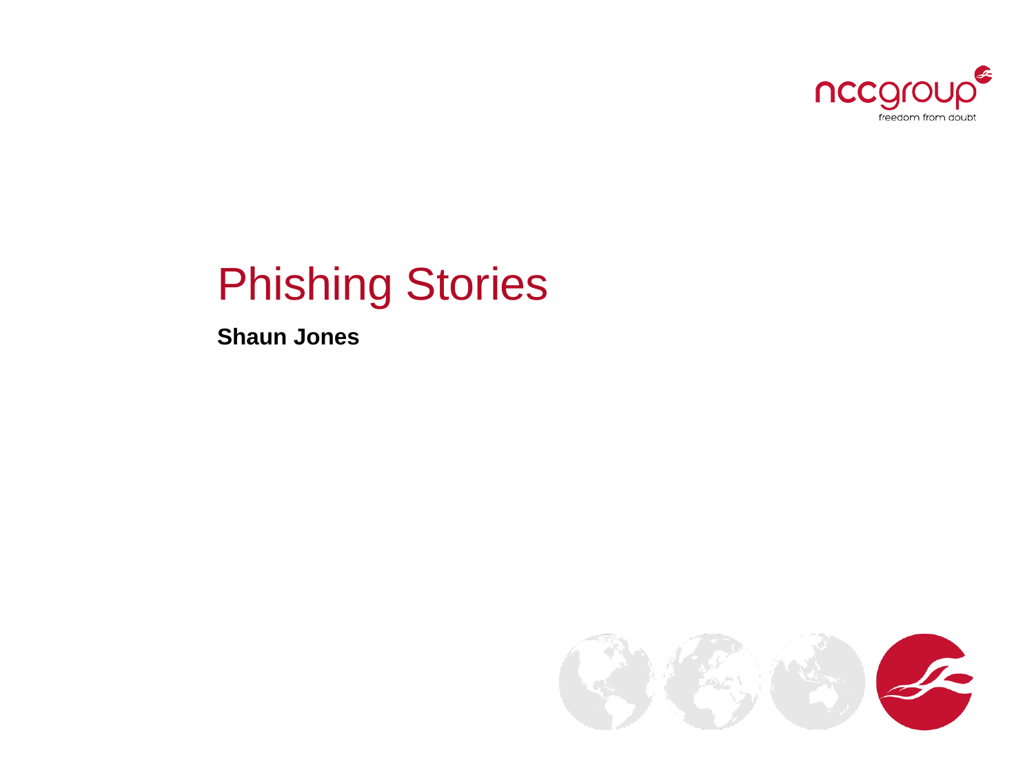# Phishing Stories

**Shaun Jones**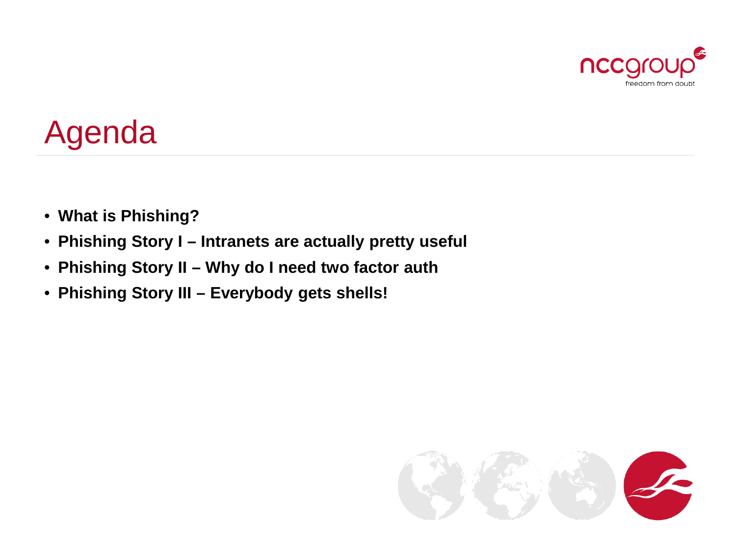# Agenda

- **What is Phishing?**
- **Phishing Story I – Intranets are actually pretty useful**
- **Phishing Story II – Why do I need two factor auth**
- **Phishing Story III – Everybody gets shells!**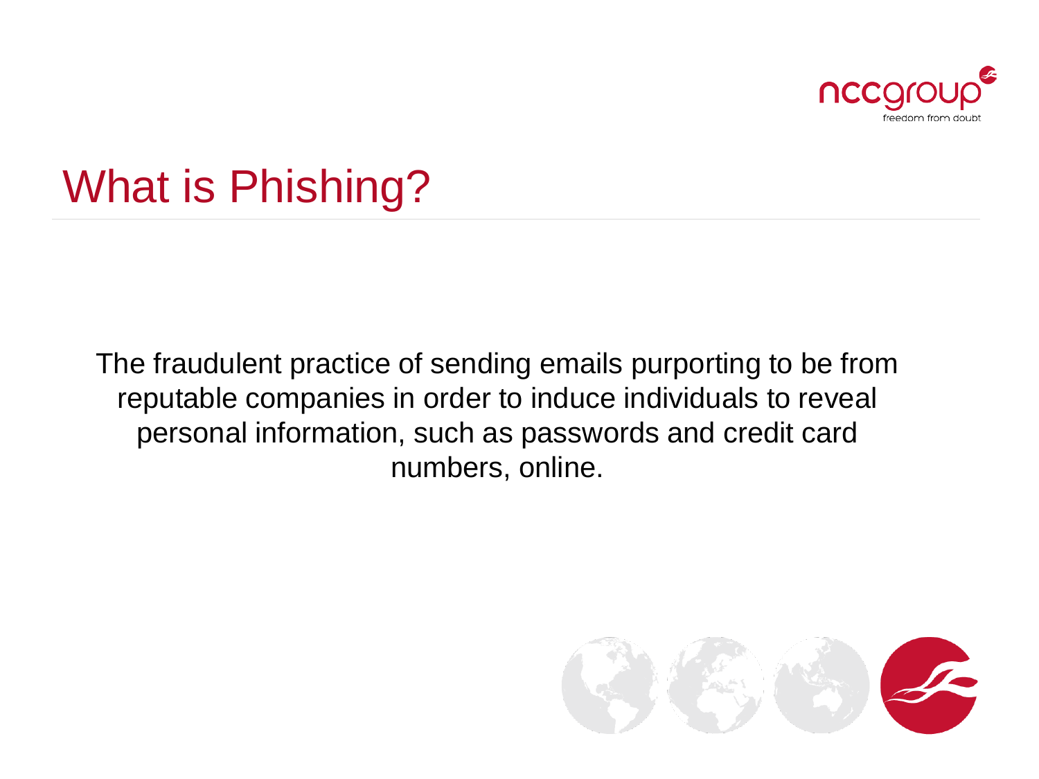# What is Phishing?

The fraudulent practice of sending emails purporting to be from reputable companies in order to induce individuals to reveal personal information, such as passwords and credit card numbers, online.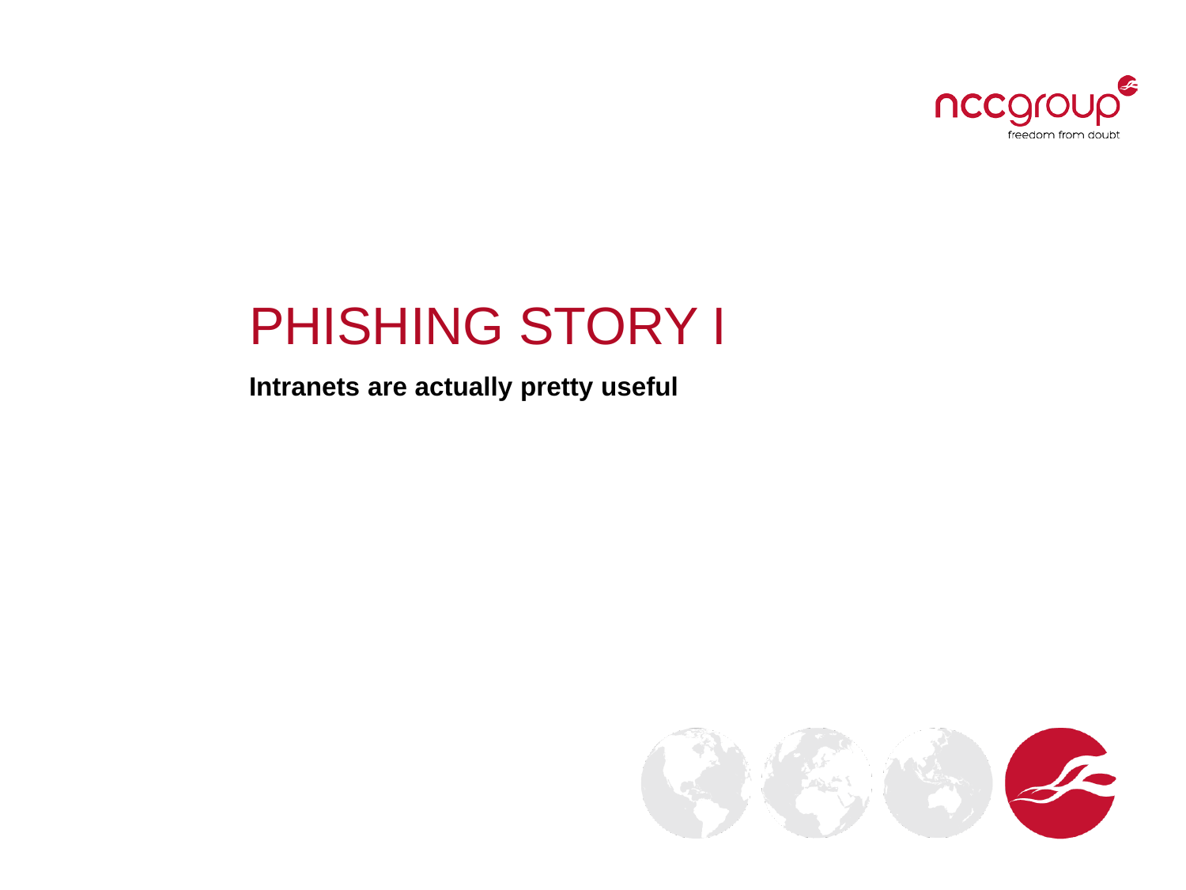# PHISHING STORY I

**Intranets are actually pretty useful**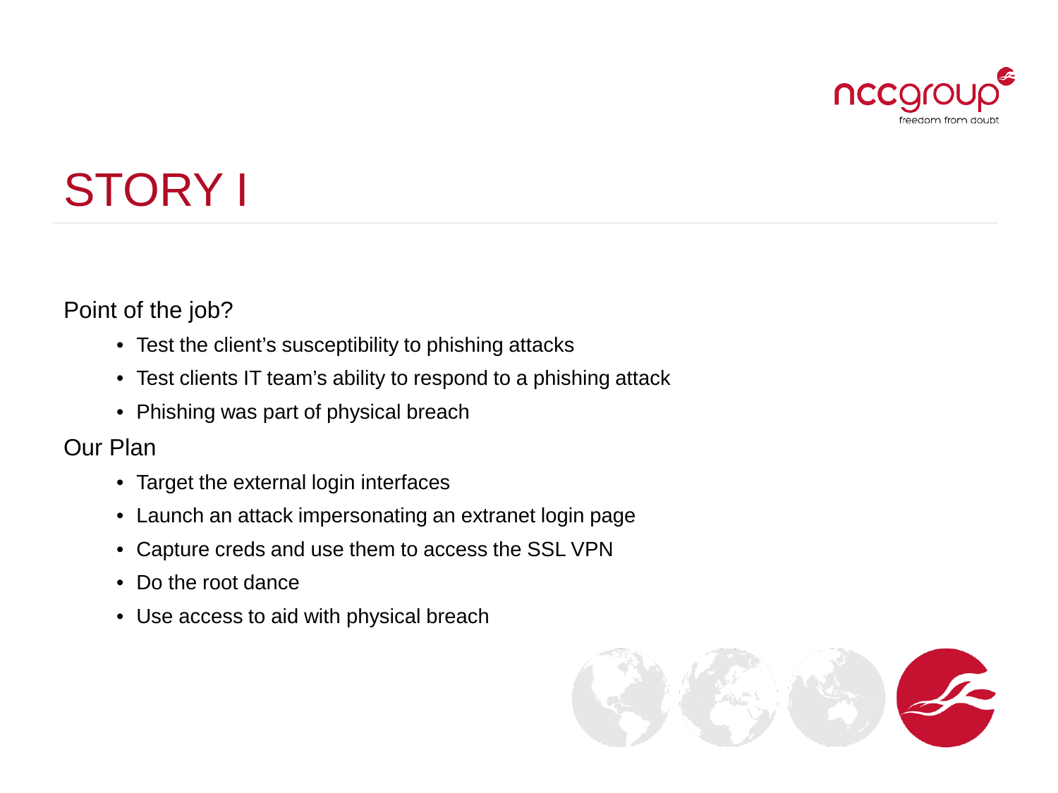# STORY I

Point of the job?

- Test the client's susceptibility to phishing attacks
- Test clients IT team's ability to respond to a phishing attack
- Phishing was part of physical breach

Our Plan

- Target the external login interfaces
- Launch an attack impersonating an extranet login page
- Capture creds and use them to access the SSL VPN
- Do the root dance
- Use access to aid with physical breach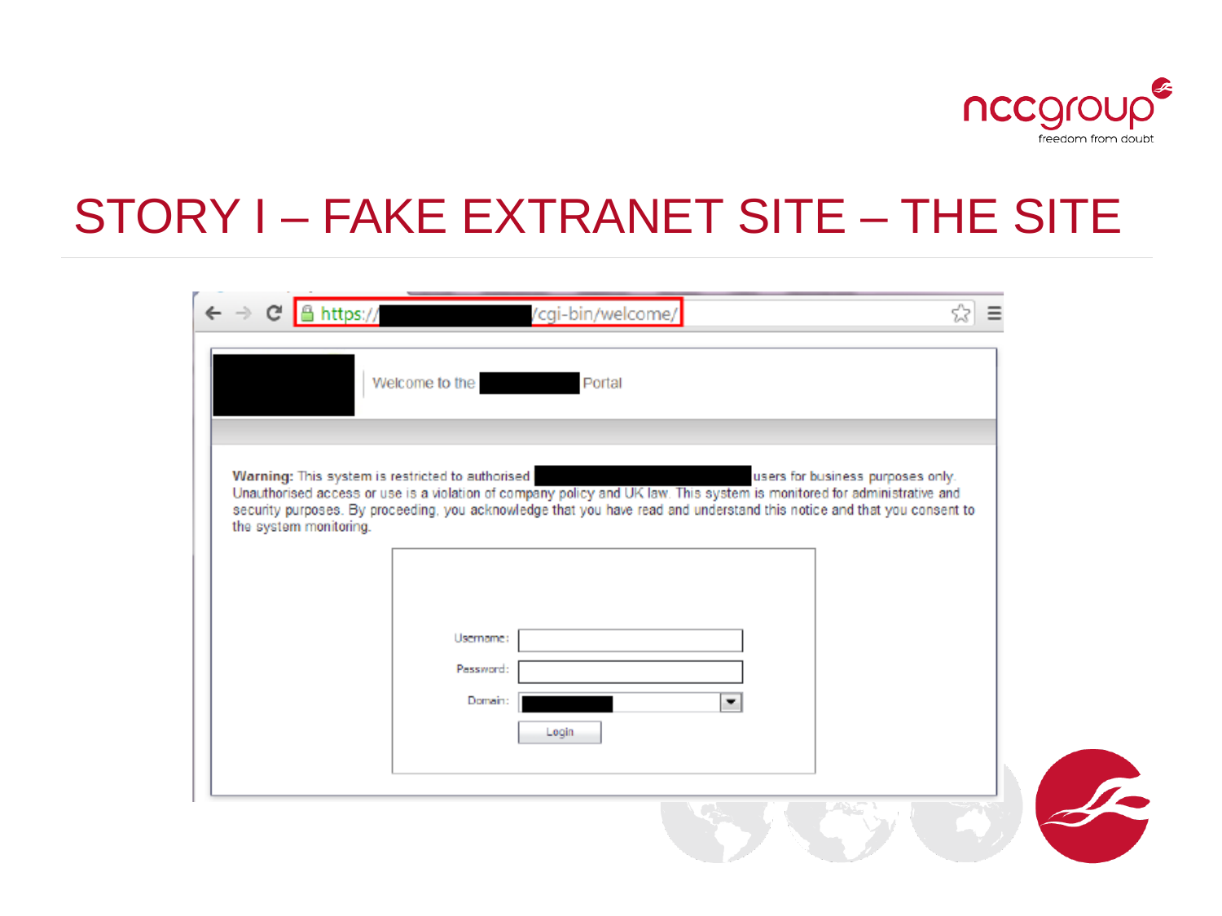# STORY I – FAKE EXTRANET SITE – THE SITE

https:// /cgi-bin/welcome/

Welcome to the Portal

**Warning:** This system is restricted to authorised users for business purposes only. Unauthorised access or use is a violation of company policy and UK law. This system is monitored for administrative and security purposes. By proceeding, you acknowledge that you have read and understand this notice and that you consent to the system monitoring.

Username:

Password:

Domain:

Login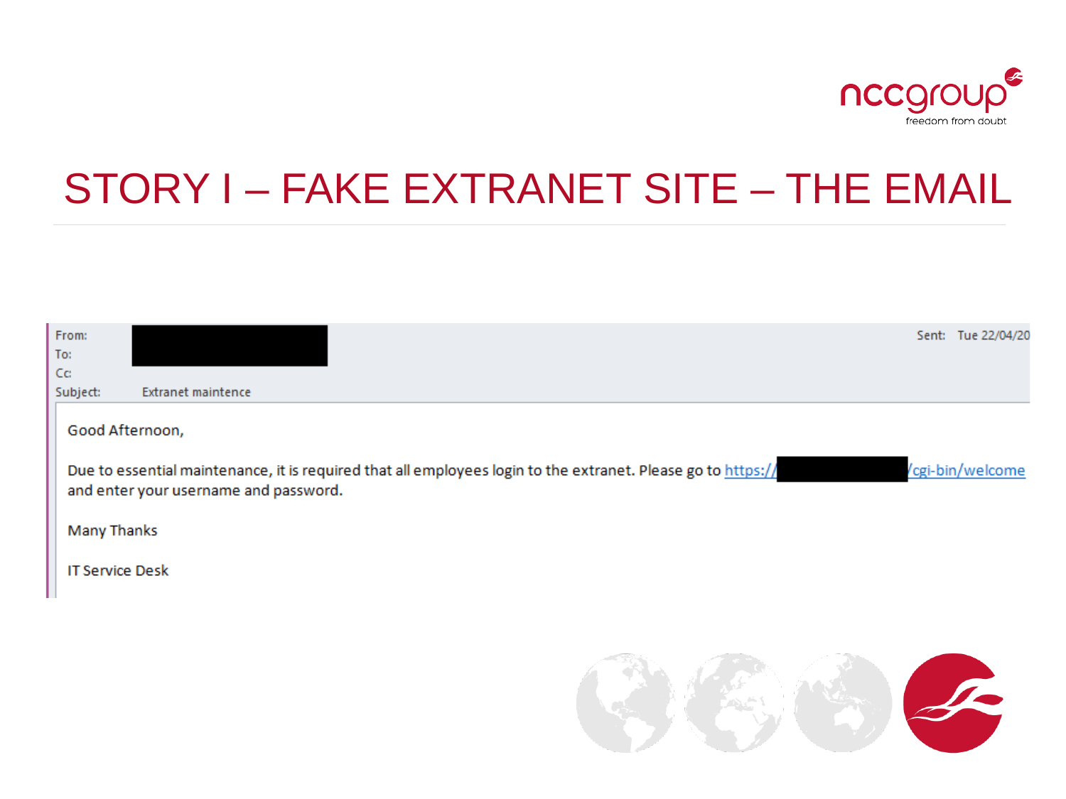# STORY I – FAKE EXTRANET SITE – THE EMAIL

From:
To:
Cc:
Subject: Extranet maintence

Sent: Tue 22/04/20

Good Afternoon,

Due to essential maintenance, it is required that all employees login to the extranet. Please go to https:// /cgi-bin/welcome and enter your username and password.

Many Thanks

IT Service Desk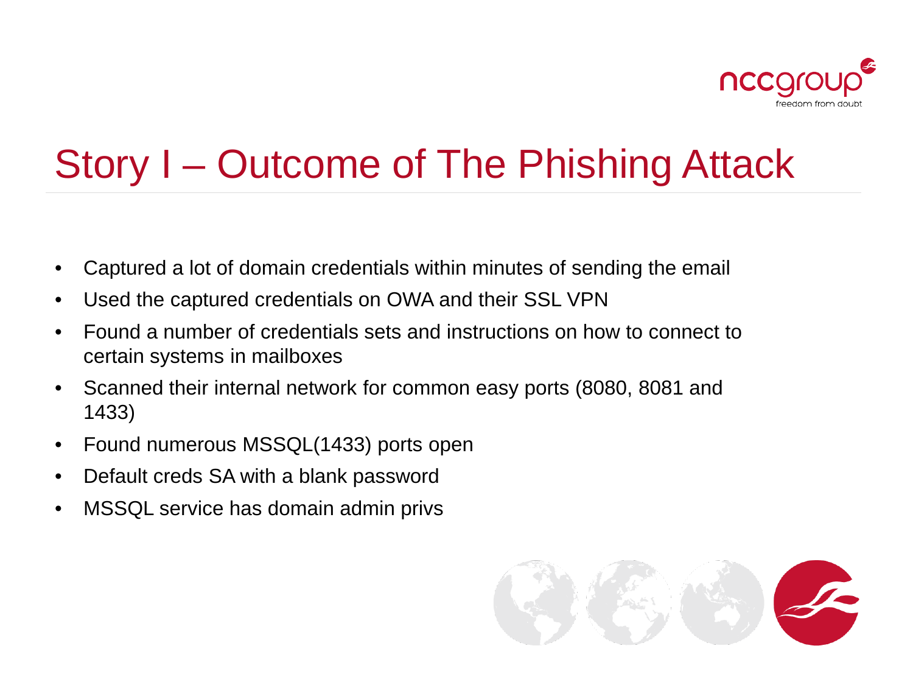# Story I – Outcome of The Phishing Attack

- Captured a lot of domain credentials within minutes of sending the email
- Used the captured credentials on OWA and their SSL VPN
- Found a number of credentials sets and instructions on how to connect to certain systems in mailboxes
- Scanned their internal network for common easy ports (8080, 8081 and 1433)
- Found numerous MSSQL(1433) ports open
- Default creds SA with a blank password
- MSSQL service has domain admin privs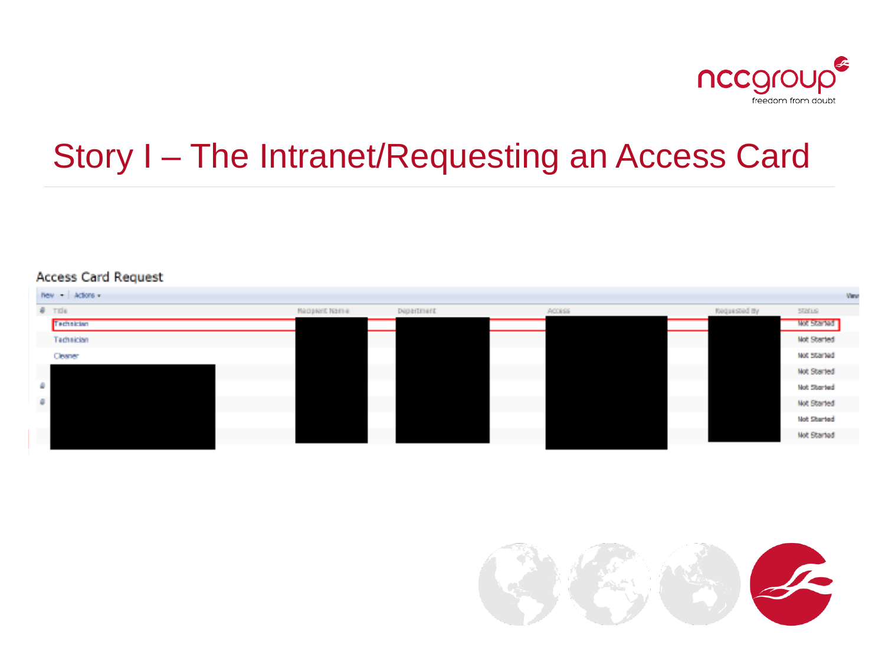# Story I – The Intranet/Requesting an Access Card

Access Card Request

New ▾ | Actions ▾

| Title | Recipient Name | Department | Access | Requested By | Status |
|---|---|---|---|---|---|
| Technician | | | | | Not Started |
| Technician | | | | | Not Started |
| Cleaner | | | | | Not Started |
| | | | | | Not Started |
| | | | | | Not Started |
| | | | | | Not Started |
| | | | | | Not Started |
| | | | | | Not Started |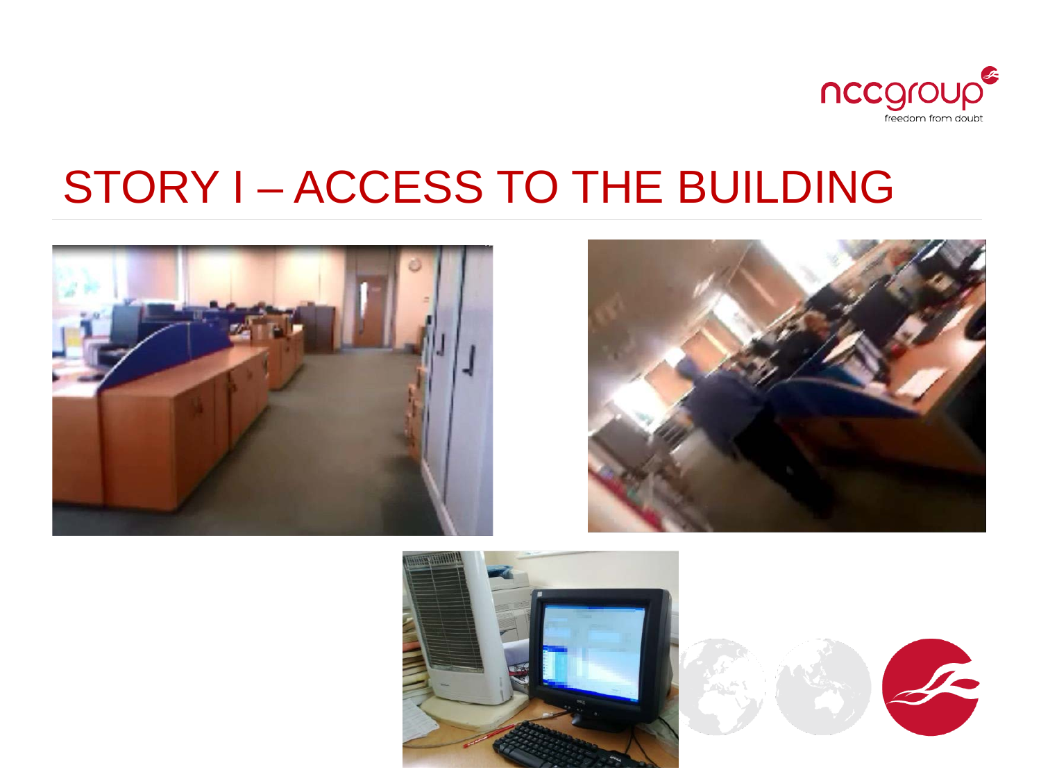# STORY I – ACCESS TO THE BUILDING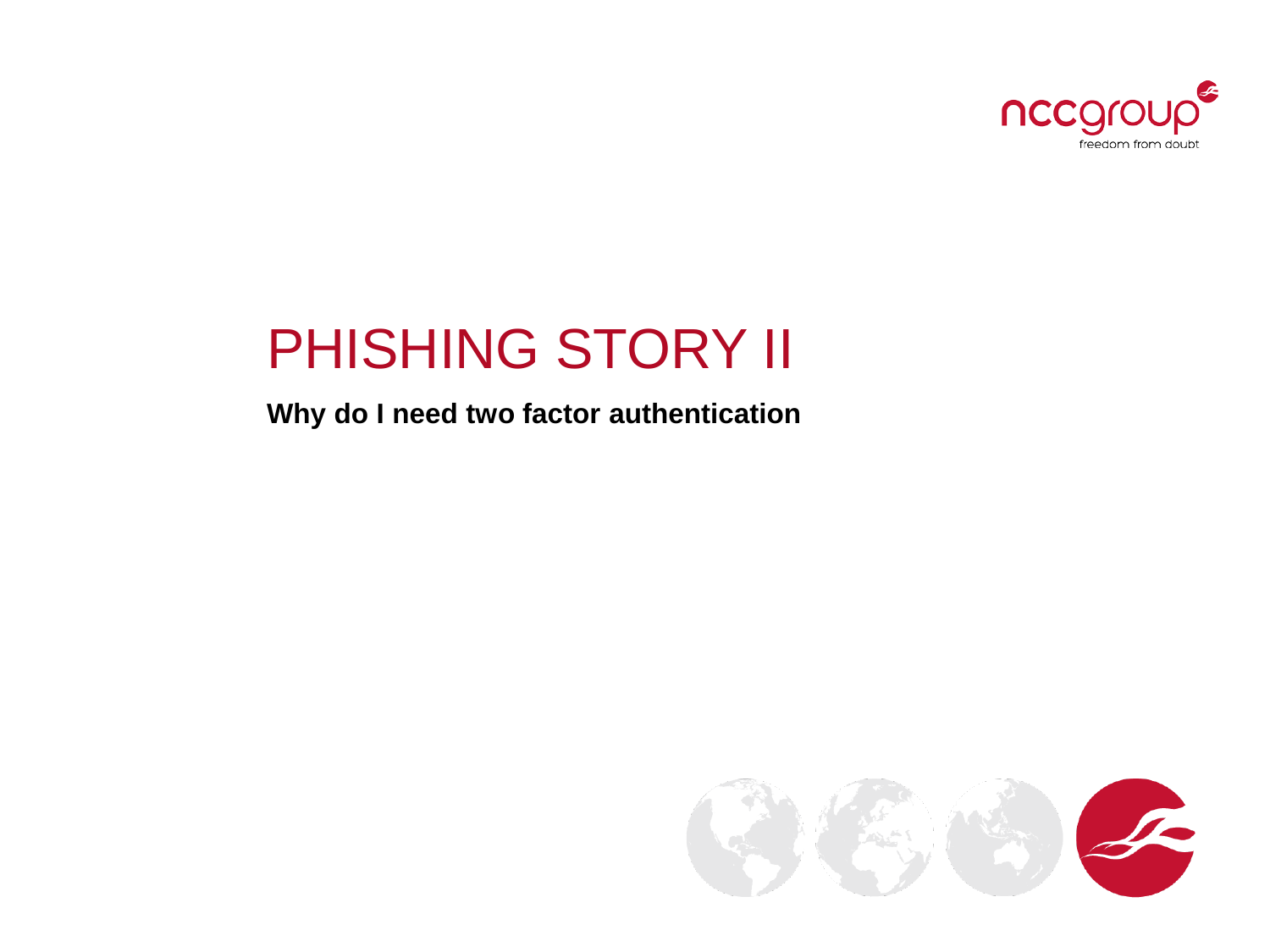# PHISHING STORY II

**Why do I need two factor authentication**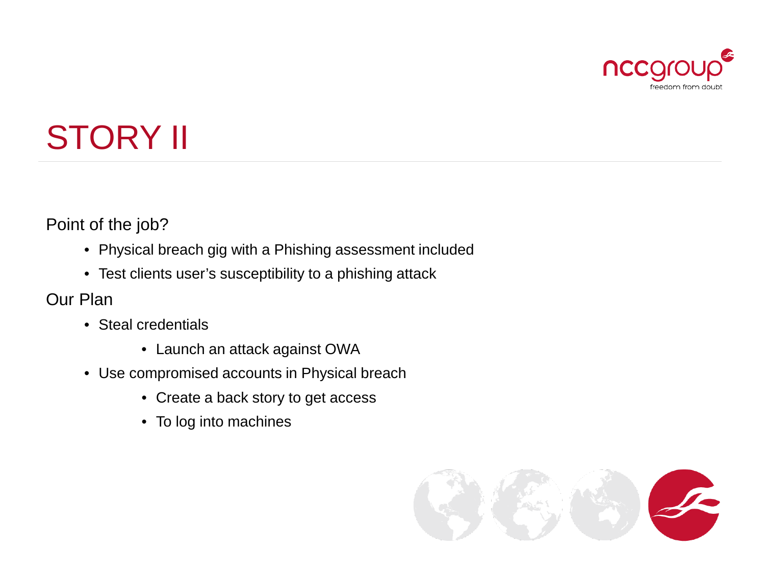# STORY II

Point of the job?

- Physical breach gig with a Phishing assessment included
- Test clients user's susceptibility to a phishing attack

Our Plan

- Steal credentials
  - Launch an attack against OWA
- Use compromised accounts in Physical breach
  - Create a back story to get access
  - To log into machines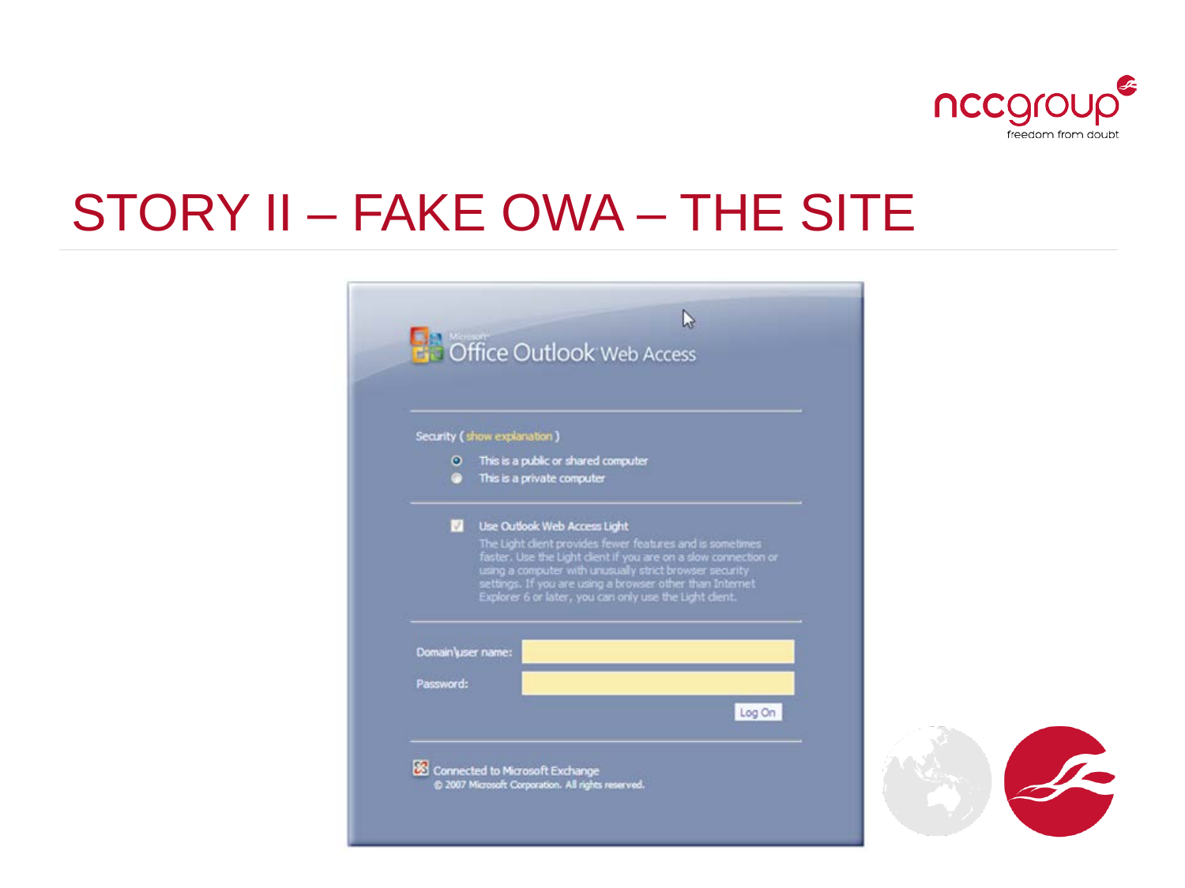# STORY II – FAKE OWA – THE SITE

Microsoft Office Outlook Web Access

Security ( show explanation )

- This is a public or shared computer
- This is a private computer

Use Outlook Web Access Light

The Light client provides fewer features and is sometimes faster. Use the Light client if you are on a slow connection or using a computer with unusually strict browser security settings. If you are using a browser other than Internet Explorer 6 or later, you can only use the Light client.

Domain\user name:

Password:

Log On

Connected to Microsoft Exchange
© 2007 Microsoft Corporation. All rights reserved.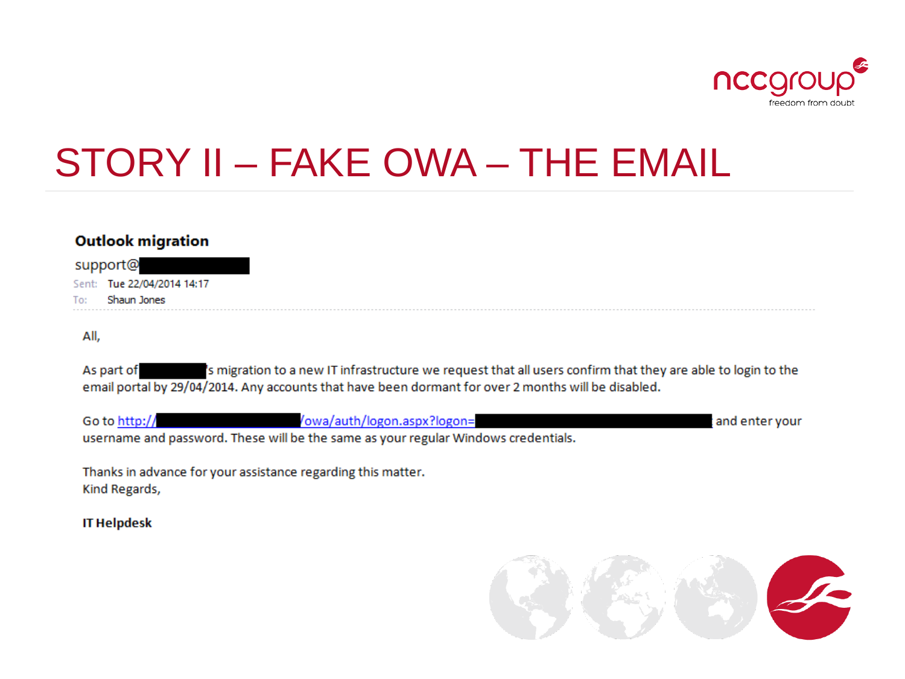# STORY II – FAKE OWA – THE EMAIL

**Outlook migration**

support@[REDACTED]

Sent: Tue 22/04/2014 14:17

To: Shaun Jones

All,

As part of [REDACTED]'s migration to a new IT infrastructure we request that all users confirm that they are able to login to the email portal by 29/04/2014. Any accounts that have been dormant for over 2 months will be disabled.

Go to http://[REDACTED]/owa/auth/logon.aspx?logon=[REDACTED] and enter your username and password. These will be the same as your regular Windows credentials.

Thanks in advance for your assistance regarding this matter.
Kind Regards,

**IT Helpdesk**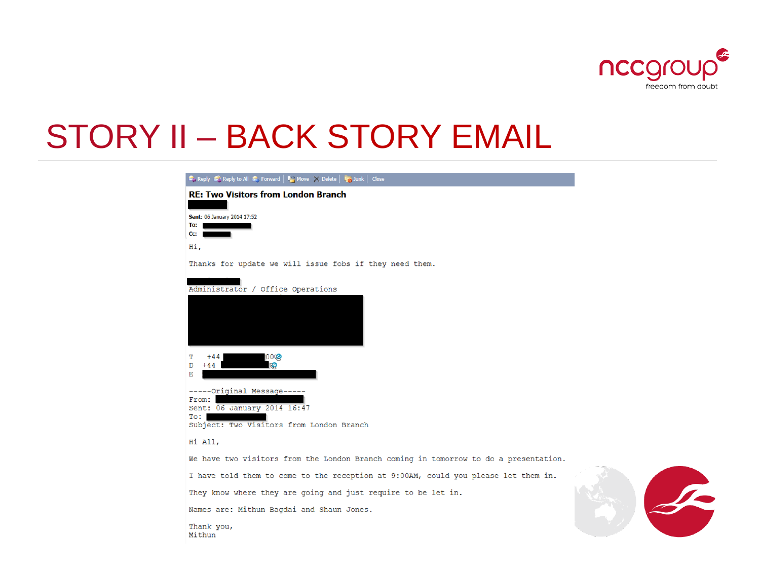# STORY II – BACK STORY EMAIL

Reply | Reply to All | Forward | Move | Delete | Junk | Close

**RE: Two Visitors from London Branch**

**Sent:** 06 January 2014 17:52

**To:**

**Cc:**

```
Hi,

Thanks for update we will issue fobs if they need them.

Administrator / Office Operations

T  +44        00
D  +44
E

-----Original Message-----
From:
Sent: 06 January 2014 16:47
To:
Subject: Two Visitors from London Branch

Hi All,

We have two visitors from the London Branch coming in tomorrow to do a presentation.

I have told them to come to the reception at 9:00AM, could you please let them in.

They know where they are going and just require to be let in.

Names are: Mithun Bagdai and Shaun Jones.

Thank you,
Mithun
```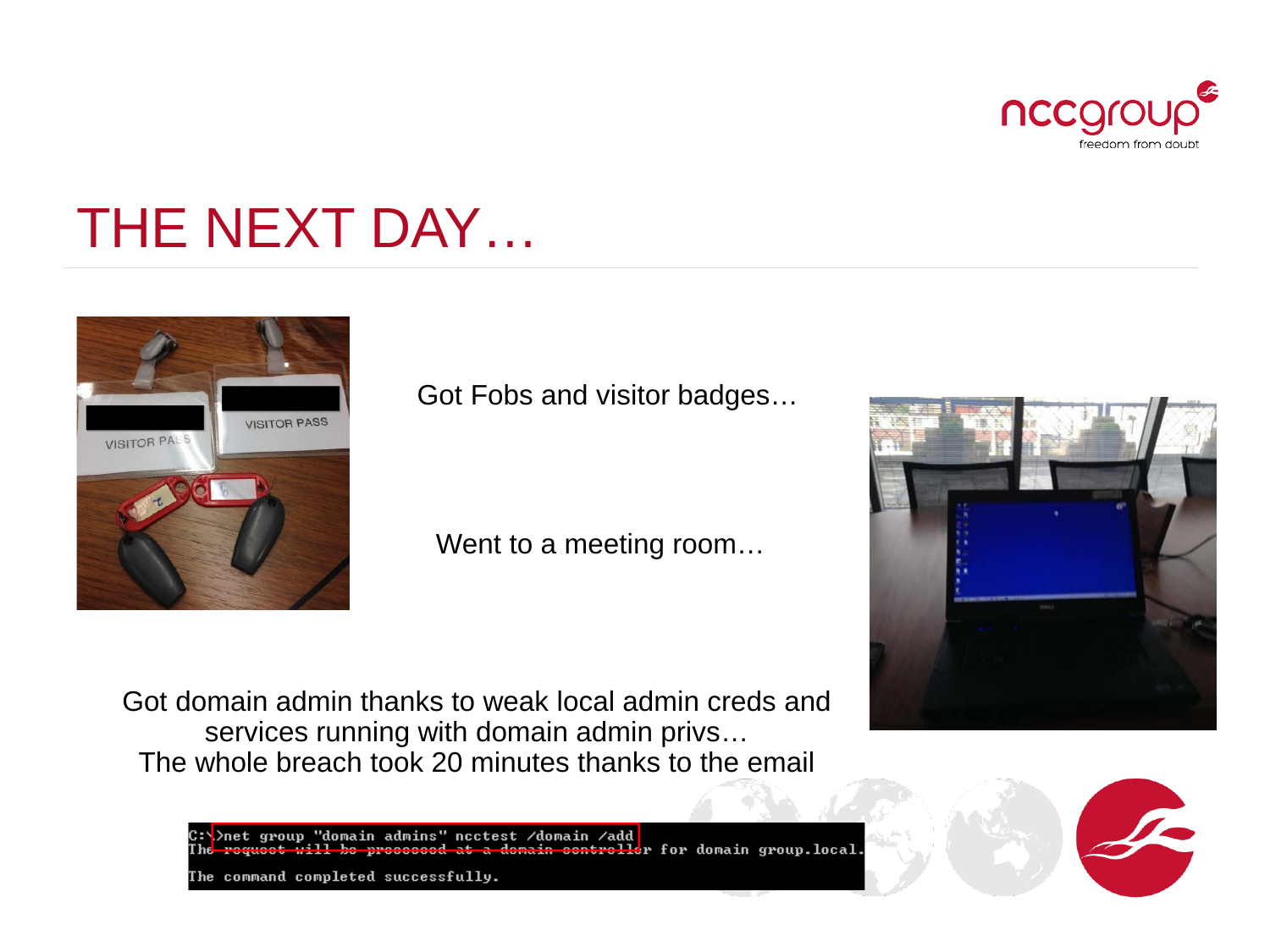# THE NEXT DAY…

Got Fobs and visitor badges…

Went to a meeting room…

Got domain admin thanks to weak local admin creds and services running with domain admin privs…
The whole breach took 20 minutes thanks to the email

```
C:\>net group "domain admins" ncctest /domain /add
The request will be processed at a domain controller for domain group.local.

The command completed successfully.
```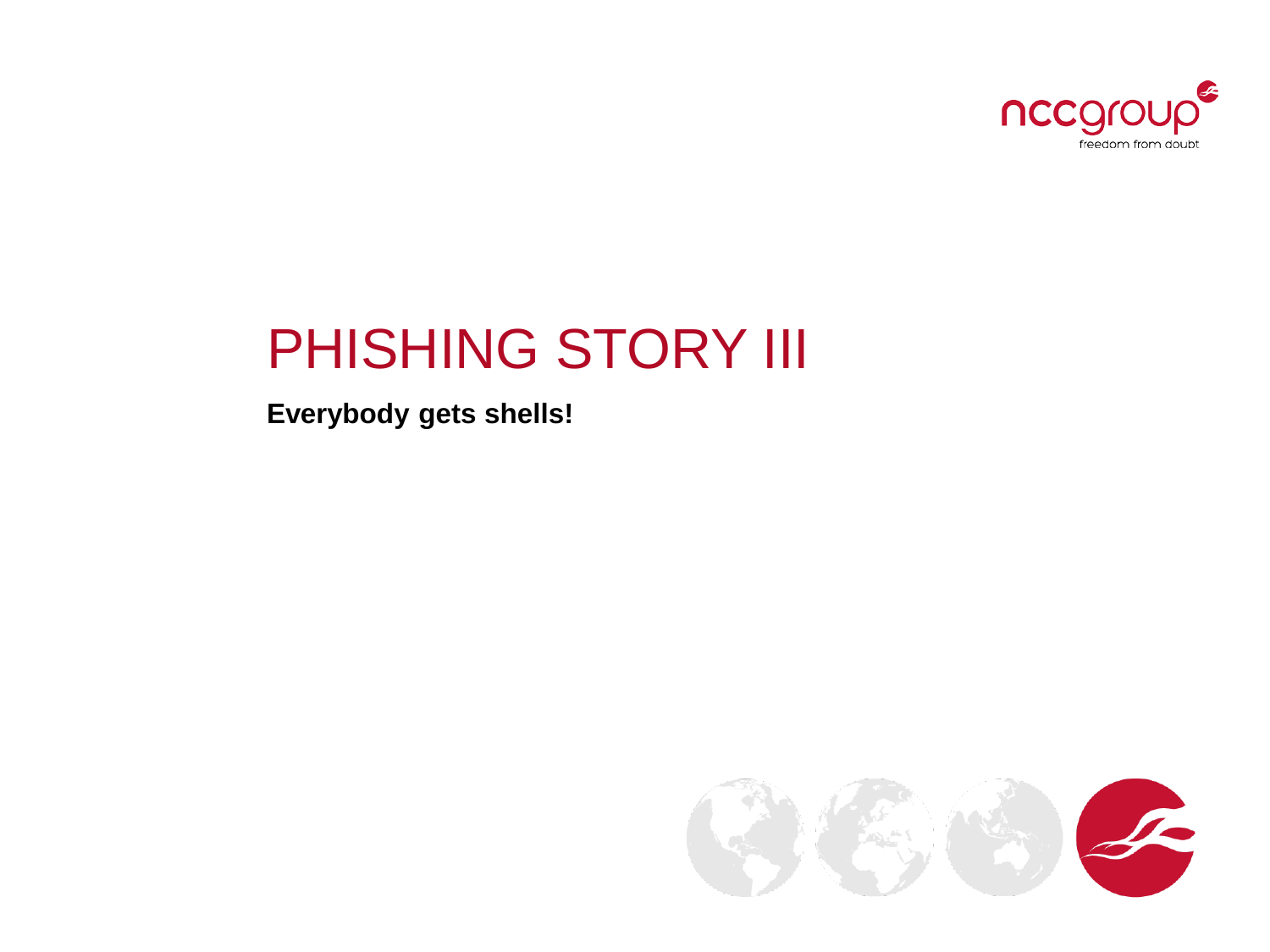# PHISHING STORY III

**Everybody gets shells!**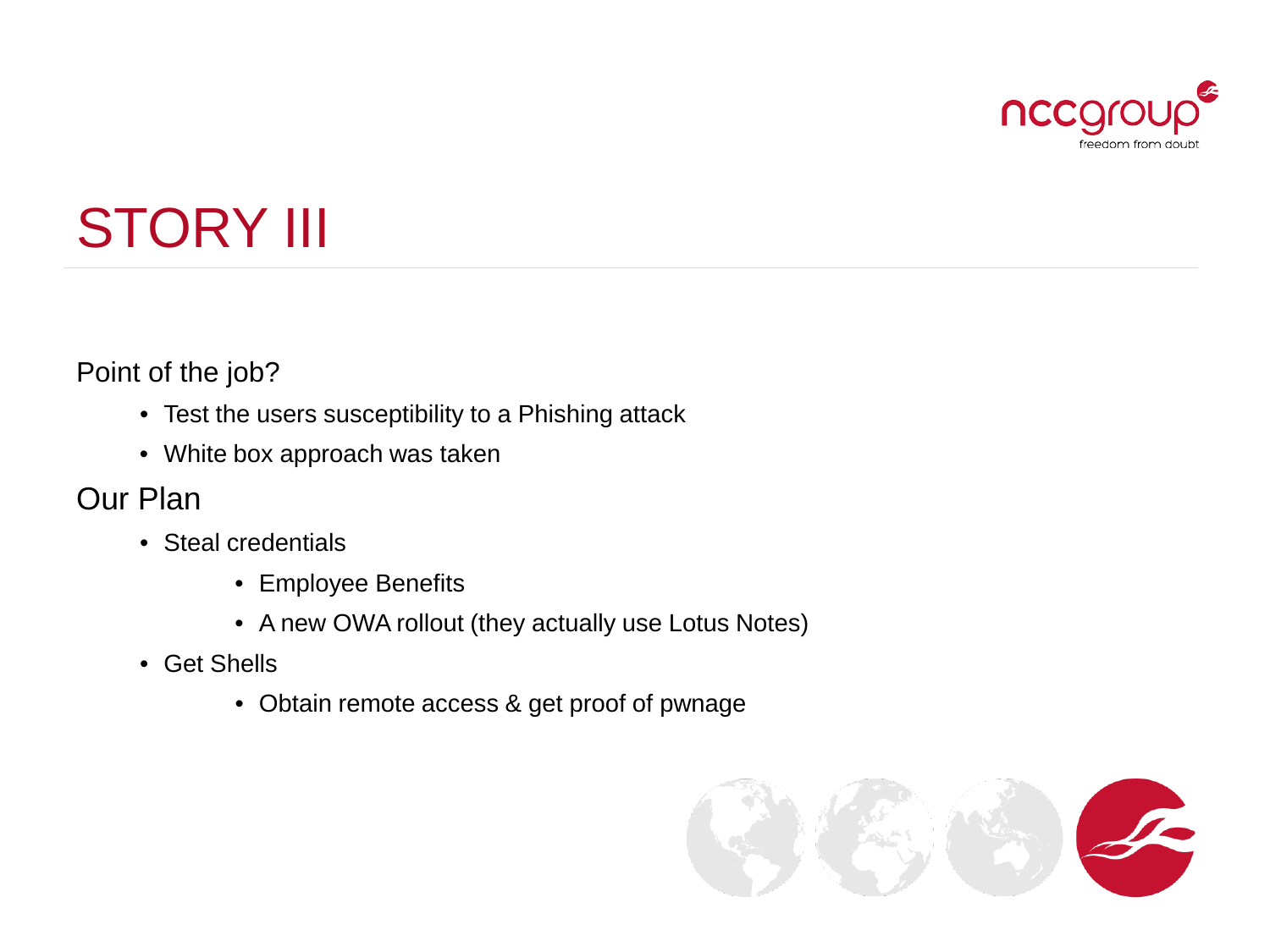# STORY III

Point of the job?

- Test the users susceptibility to a Phishing attack
- White box approach was taken

Our Plan

- Steal credentials
  - Employee Benefits
  - A new OWA rollout (they actually use Lotus Notes)
- Get Shells
  - Obtain remote access & get proof of pwnage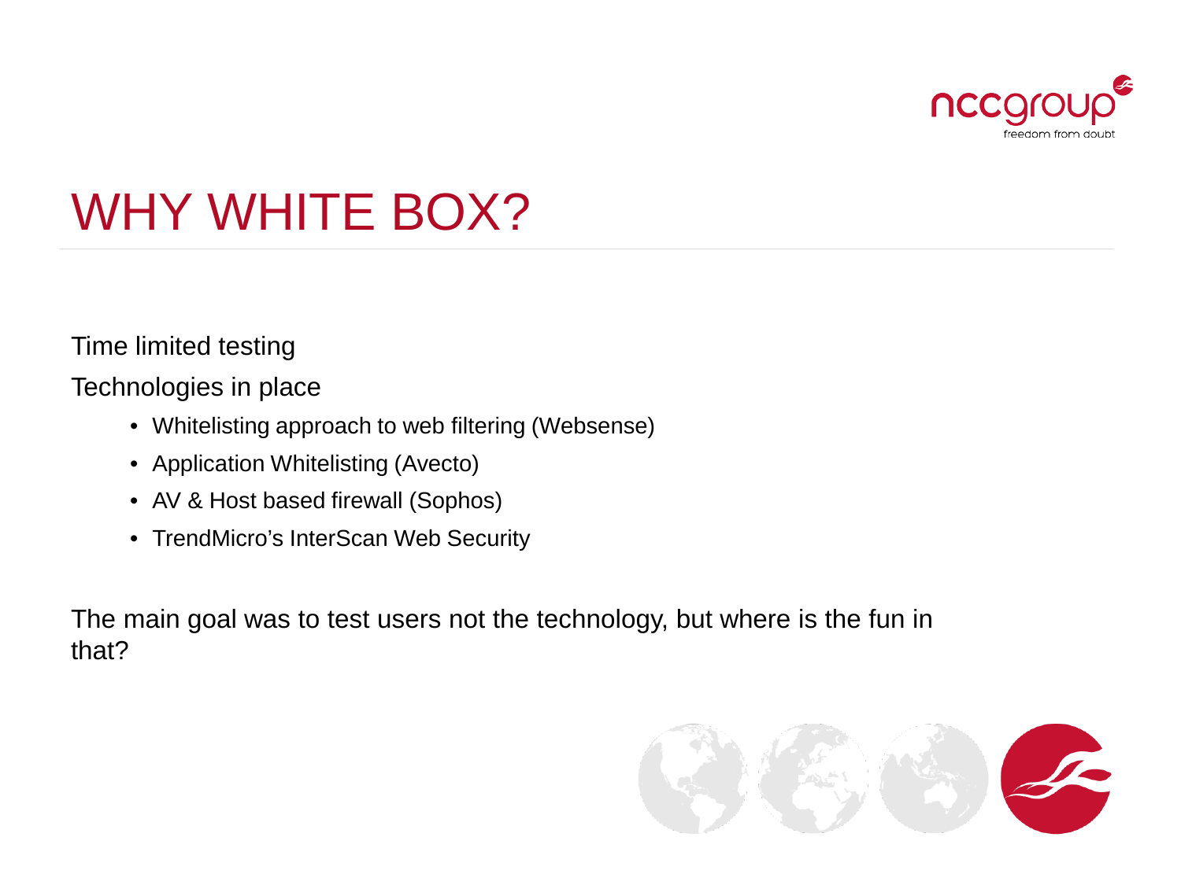# WHY WHITE BOX?

Time limited testing

Technologies in place

- Whitelisting approach to web filtering (Websense)
- Application Whitelisting (Avecto)
- AV & Host based firewall (Sophos)
- TrendMicro’s InterScan Web Security

The main goal was to test users not the technology, but where is the fun in that?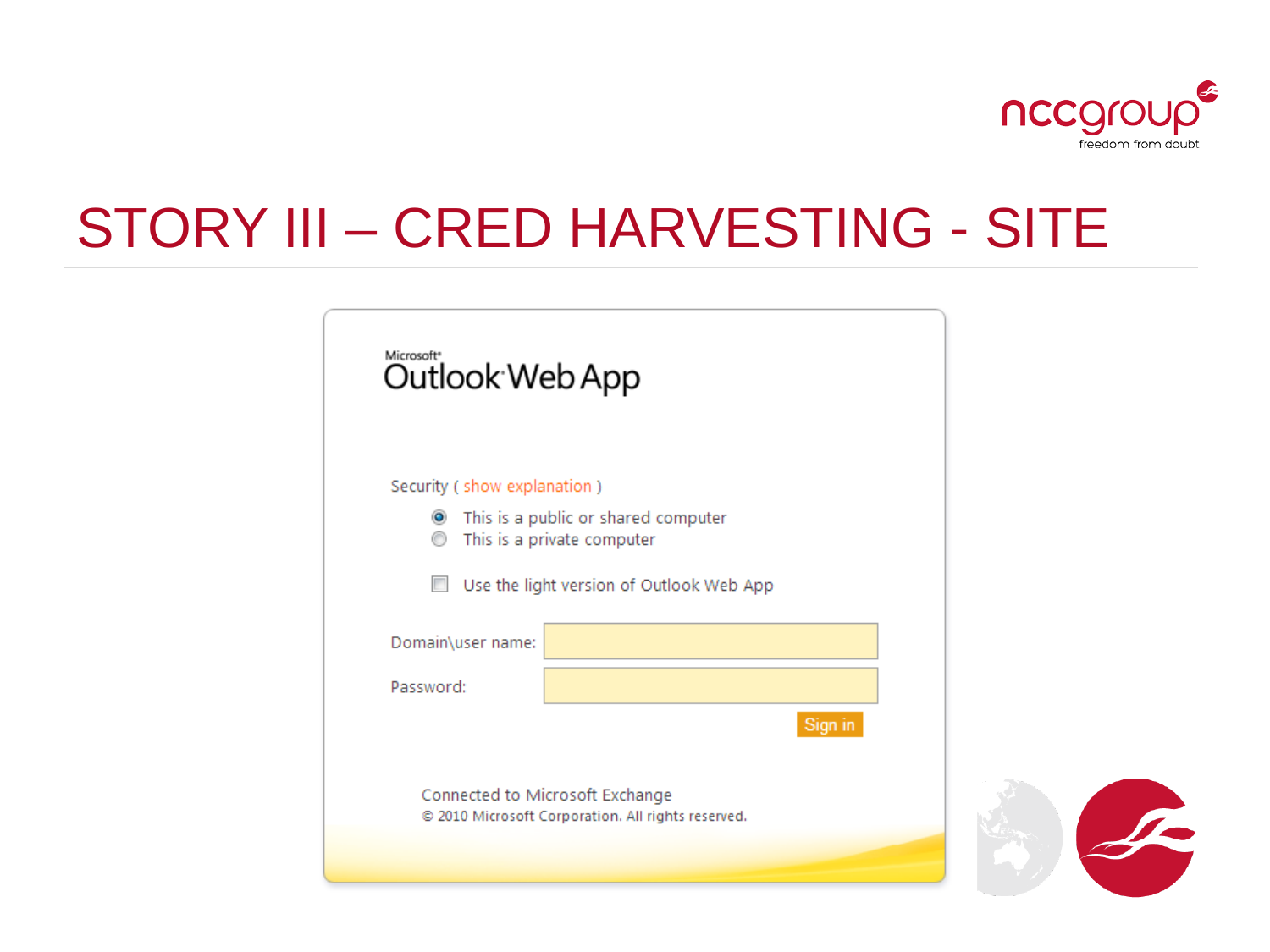# STORY III – CRED HARVESTING - SITE

Microsoft® Outlook Web App

Security ( show explanation )

- This is a public or shared computer
- This is a private computer

Use the light version of Outlook Web App

Domain\user name:

Password:

Sign in

Connected to Microsoft Exchange

© 2010 Microsoft Corporation. All rights reserved.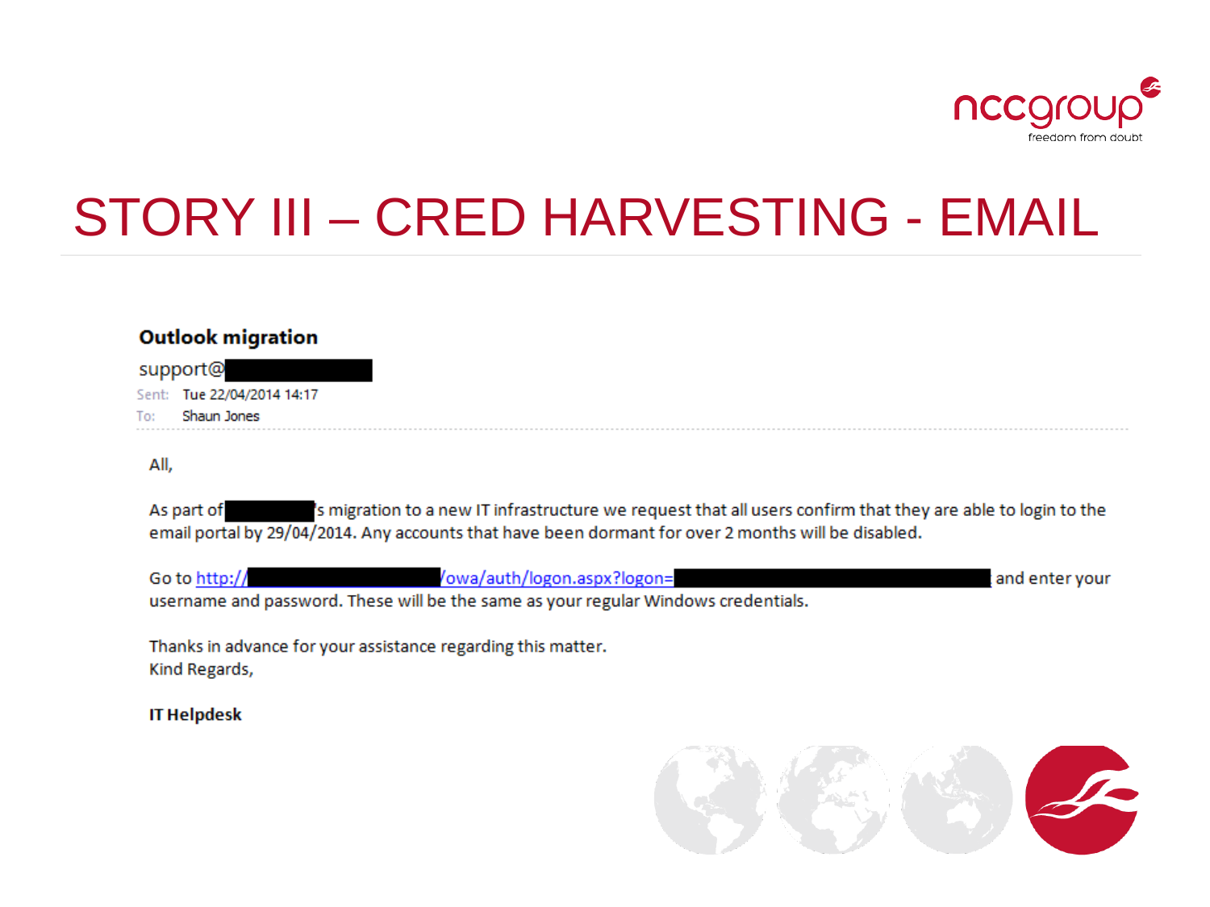# STORY III – CRED HARVESTING - EMAIL

**Outlook migration**

support@

Sent: Tue 22/04/2014 14:17

To: Shaun Jones

All,

As part of 's migration to a new IT infrastructure we request that all users confirm that they are able to login to the email portal by 29/04/2014. Any accounts that have been dormant for over 2 months will be disabled.

Go to http:// /owa/auth/logon.aspx?logon= and enter your username and password. These will be the same as your regular Windows credentials.

Thanks in advance for your assistance regarding this matter.
Kind Regards,

**IT Helpdesk**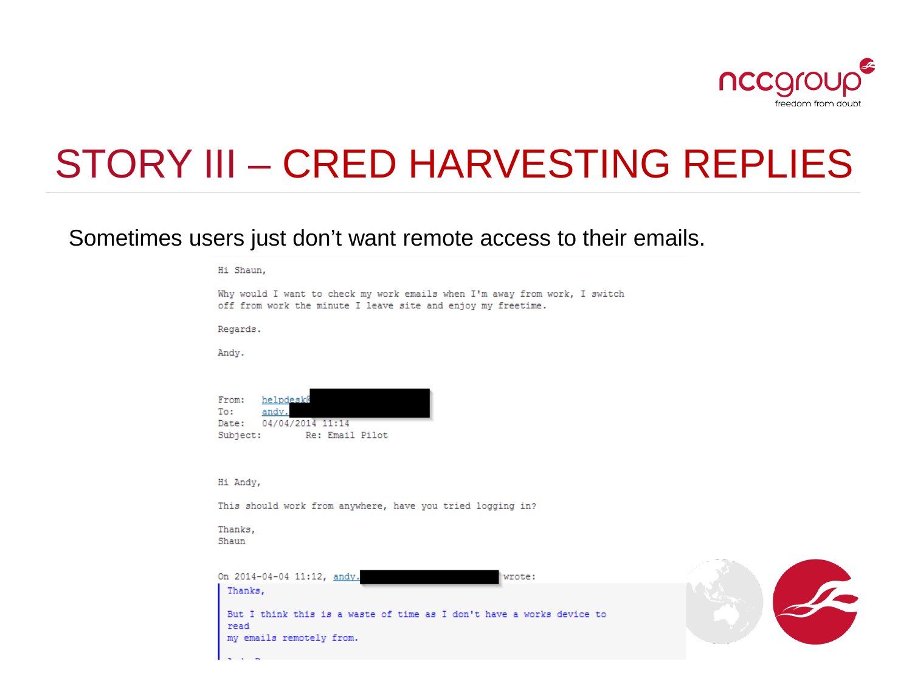# STORY III – CRED HARVESTING REPLIES

Sometimes users just don't want remote access to their emails.

```
Hi Shaun,

Why would I want to check my work emails when I'm away from work, I switch
off from work the minute I leave site and enjoy my freetime.

Regards.

Andy.


From:    helpdesk@
To:      andy.
Date:    04/04/2014 11:14
Subject:         Re: Email Pilot


Hi Andy,

This should work from anywhere, have you tried logging in?

Thanks,
Shaun

On 2014-04-04 11:12, andy.                          wrote:
  Thanks,

  But I think this is a waste of time as I don't have a works device to
  read
  my emails remotely from.
```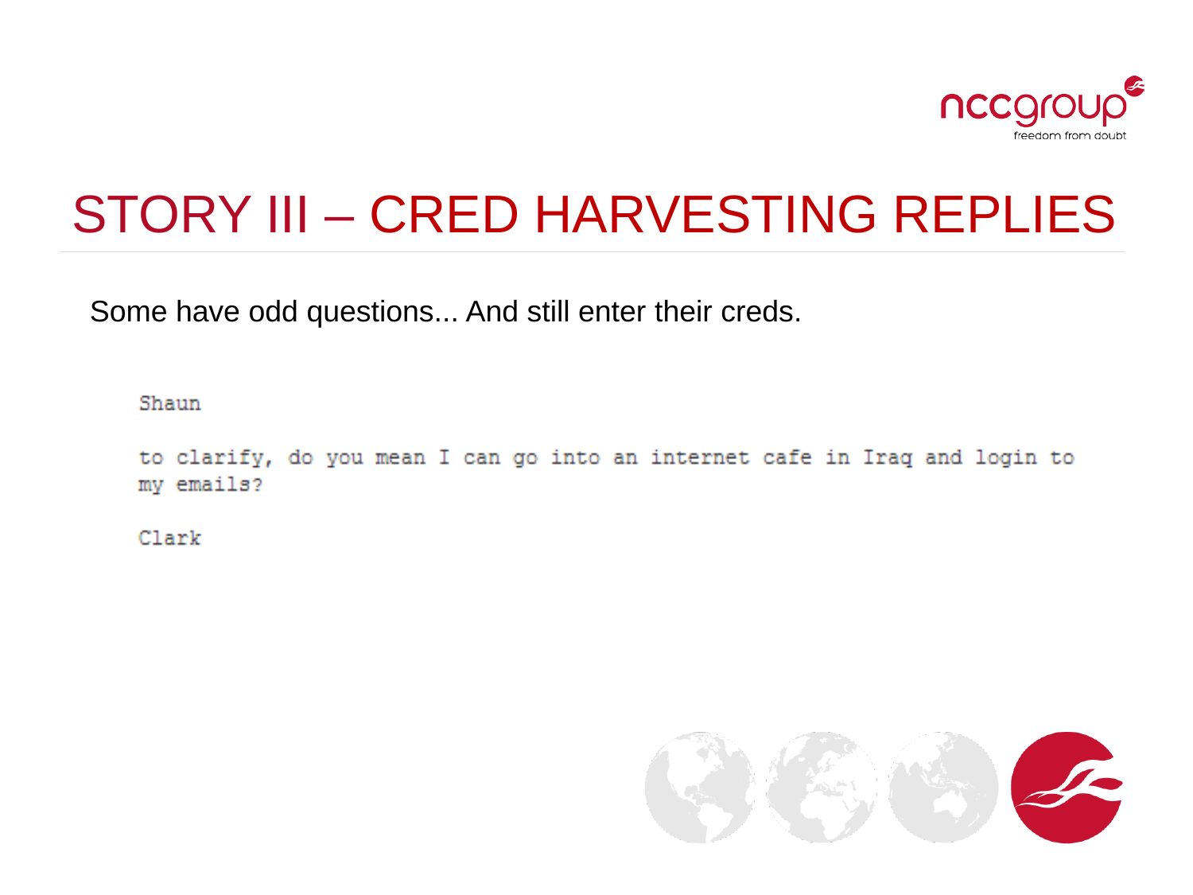# STORY III – CRED HARVESTING REPLIES

Some have odd questions... And still enter their creds.

```
Shaun

to clarify, do you mean I can go into an internet cafe in Iraq and login to
my emails?

Clark
```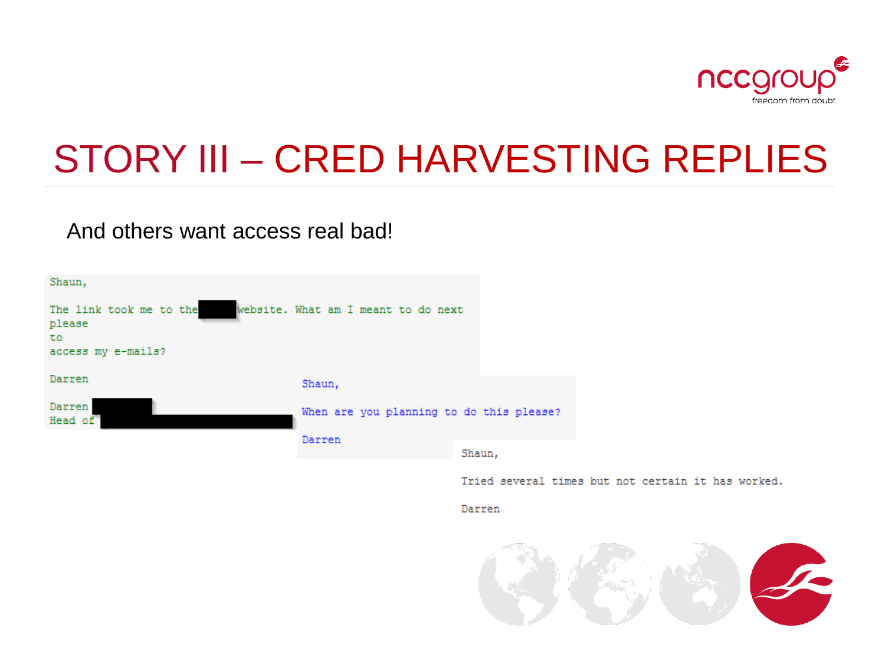# STORY III – CRED HARVESTING REPLIES

And others want access real bad!

```
Shaun,

The link took me to the [REDACTED] website. What am I meant to do next
please
to
access my e-mails?

Darren

Darren [REDACTED]
Head of [REDACTED]
```

```
Shaun,

When are you planning to do this please?

Darren
```

```
Shaun,

Tried several times but not certain it has worked.

Darren
```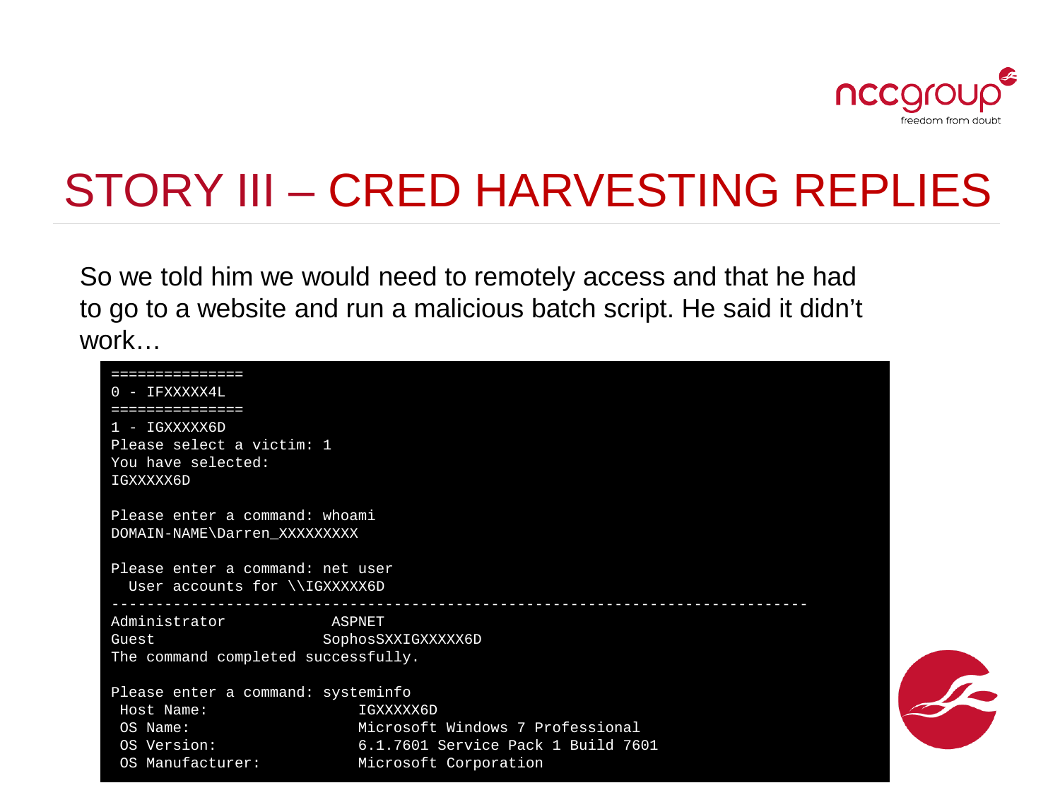# STORY III – CRED HARVESTING REPLIES

So we told him we would need to remotely access and that he had to go to a website and run a malicious batch script. He said it didn't work…

```
===============
0 - IFXXXXX4L
===============
1 - IGXXXXX6D
Please select a victim: 1
You have selected:
IGXXXXX6D

Please enter a command: whoami
DOMAIN-NAME\Darren_XXXXXXXXX

Please enter a command: net user
  User accounts for \\IGXXXXX6D
-------------------------------------------------------------------------------
Administrator            ASPNET
Guest                   SophosSXXIGXXXXX6D
The command completed successfully.

Please enter a command: systeminfo
 Host Name:                 IGXXXXX6D
 OS Name:                   Microsoft Windows 7 Professional
 OS Version:                6.1.7601 Service Pack 1 Build 7601
 OS Manufacturer:           Microsoft Corporation
```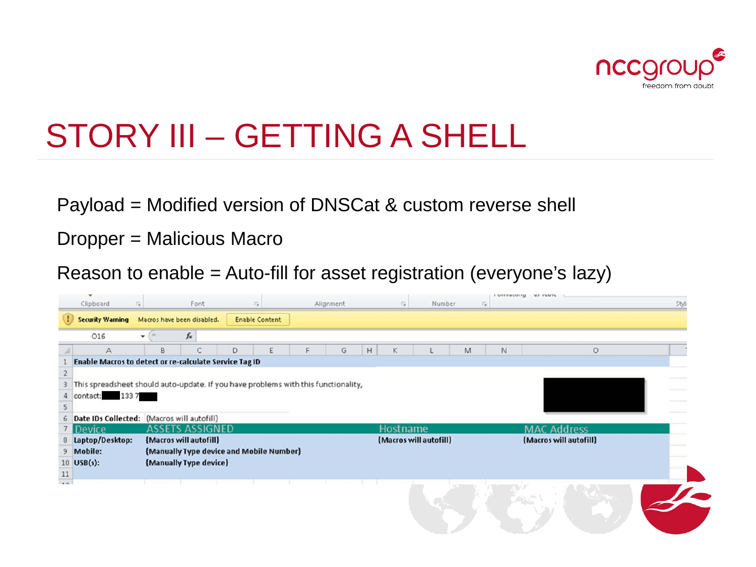# STORY III – GETTING A SHELL

Payload = Modified version of DNSCat & custom reverse shell

Dropper = Malicious Macro

Reason to enable = Auto-fill for asset registration (everyone's lazy)

Security Warning Macros have been disabled. Enable Content

Enable Macros to detect or re-calculate Service Tag ID

This spreadsheet should auto-update. If you have problems with this functionality,

contact: 133 7

Date IDs Collected: {Macros will autofill}

| Device | ASSETS ASSIGNED | Hostname | MAC Address |
|---|---|---|---|
| Laptop/Desktop: | {Macros will autofill} | {Macros will autofill} | {Macros will autofill} |
| Mobile: | {Manually Type device and Mobile Number} | | |
| USB(s): | {Manually Type device} | | |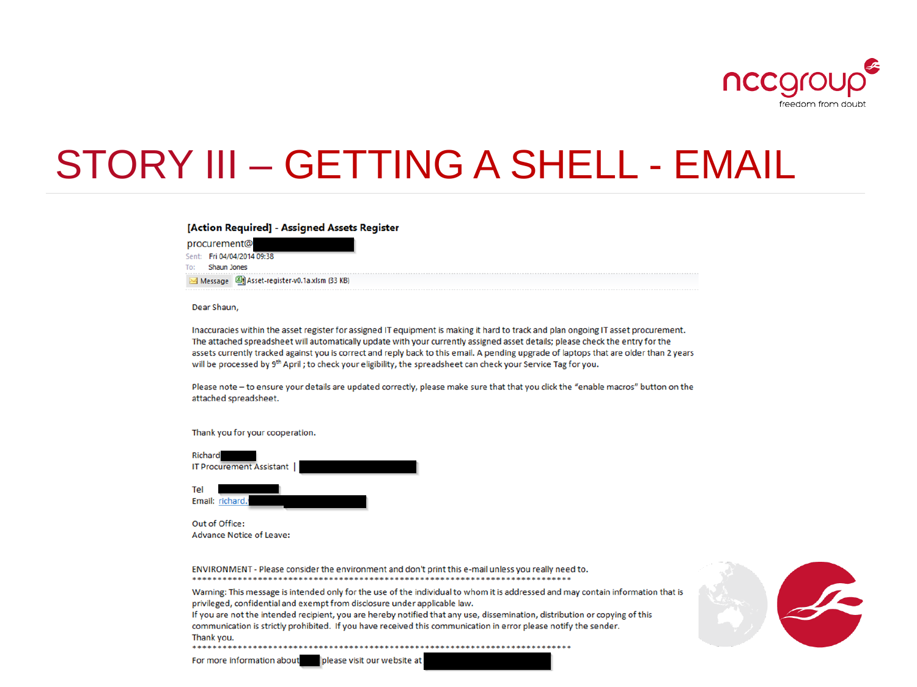# STORY III – GETTING A SHELL - EMAIL

**[Action Required] - Assigned Assets Register**

procurement@

Sent: Fri 04/04/2014 09:38

To: Shaun Jones

Message | Asset-register-v0.1a.xlsm (33 KB)

Dear Shaun,

Inaccuracies within the asset register for assigned IT equipment is making it hard to track and plan ongoing IT asset procurement. The attached spreadsheet will automatically update with your currently assigned asset details; please check the entry for the assets currently tracked against you is correct and reply back to this email. A pending upgrade of laptops that are older than 2 years will be processed by 9th April ; to check your eligibility, the spreadsheet can check your Service Tag for you.

Please note – to ensure your details are updated correctly, please make sure that that you click the "enable macros" button on the attached spreadsheet.

Thank you for your cooperation.

Richard
IT Procurement Assistant |

Tel
Email: richard.

Out of Office:
Advance Notice of Leave:

ENVIRONMENT - Please consider the environment and don't print this e-mail unless you really need to.

\*\*\*\*\*\*\*\*\*\*\*\*\*\*\*\*\*\*\*\*\*\*\*\*\*\*\*\*\*\*\*\*\*\*\*\*\*\*\*\*\*\*\*\*\*\*\*\*\*\*\*\*\*\*\*\*\*\*\*\*\*\*\*\*\*\*\*\*\*\*\*\*\*\*\*\*\*\*\*

Warning: This message is intended only for the use of the individual to whom it is addressed and may contain information that is privileged, confidential and exempt from disclosure under applicable law.
If you are not the intended recipient, you are hereby notified that any use, dissemination, distribution or copying of this communication is strictly prohibited. If you have received this communication in error please notify the sender.
Thank you.

\*\*\*\*\*\*\*\*\*\*\*\*\*\*\*\*\*\*\*\*\*\*\*\*\*\*\*\*\*\*\*\*\*\*\*\*\*\*\*\*\*\*\*\*\*\*\*\*\*\*\*\*\*\*\*\*\*\*\*\*\*\*\*\*\*\*\*\*\*\*\*\*\*\*\*\*\*\*\*

For more information about please visit our website at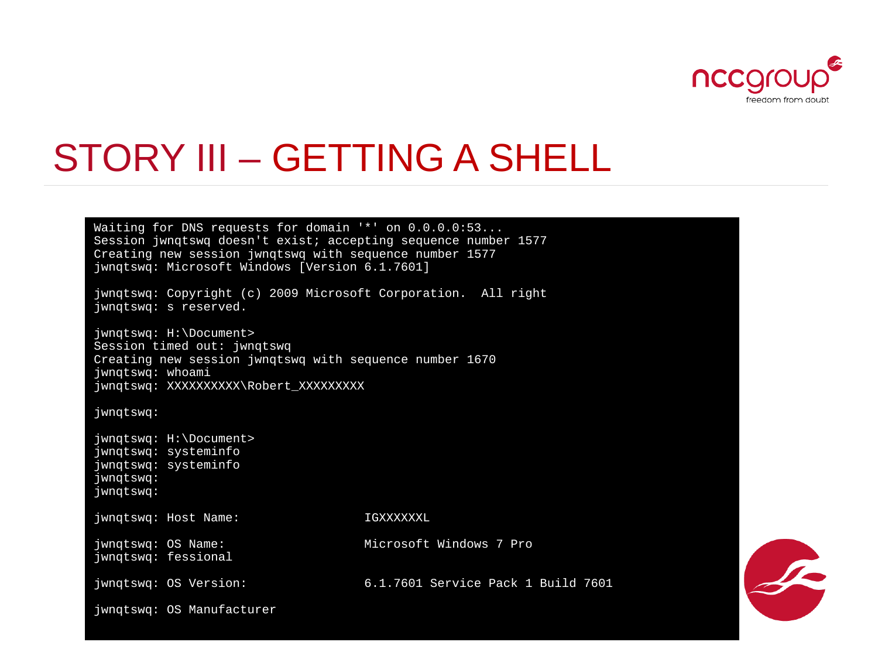# STORY III – GETTING A SHELL

```
Waiting for DNS requests for domain '*' on 0.0.0.0:53...
Session jwnqtswq doesn't exist; accepting sequence number 1577
Creating new session jwnqtswq with sequence number 1577
jwnqtswq: Microsoft Windows [Version 6.1.7601]

jwnqtswq: Copyright (c) 2009 Microsoft Corporation.  All right
jwnqtswq: s reserved.

jwnqtswq: H:\Document>
Session timed out: jwnqtswq
Creating new session jwnqtswq with sequence number 1670
jwnqtswq: whoami
jwnqtswq: XXXXXXXXXX\Robert_XXXXXXXXX

jwnqtswq:

jwnqtswq: H:\Document>
jwnqtswq: systeminfo
jwnqtswq: systeminfo
jwnqtswq:
jwnqtswq:

jwnqtswq: Host Name:                 IGXXXXXXL

jwnqtswq: OS Name:                   Microsoft Windows 7 Pro
jwnqtswq: fessional

jwnqtswq: OS Version:                6.1.7601 Service Pack 1 Build 7601

jwnqtswq: OS Manufacturer
```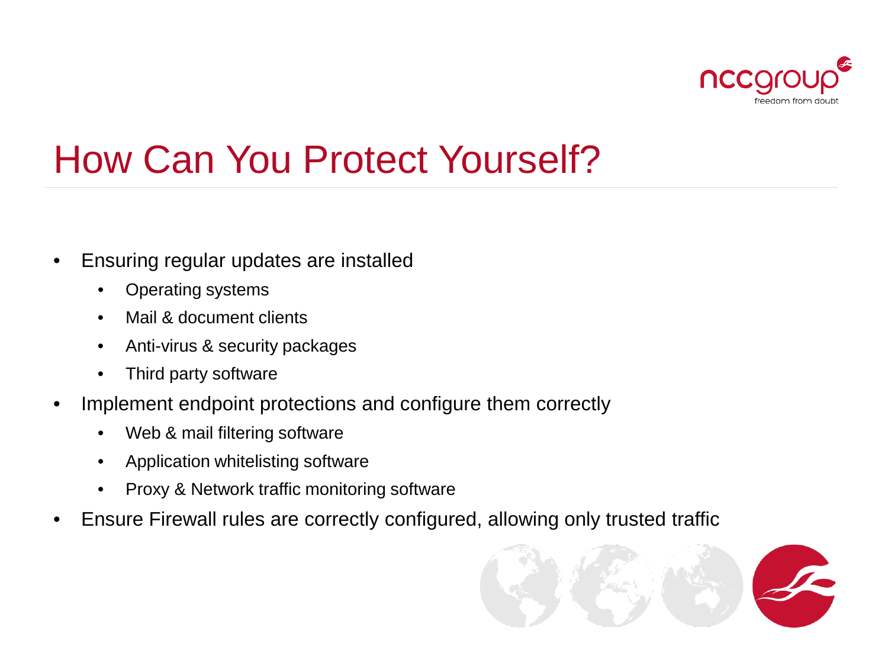# How Can You Protect Yourself?

- Ensuring regular updates are installed
  - Operating systems
  - Mail & document clients
  - Anti-virus & security packages
  - Third party software
- Implement endpoint protections and configure them correctly
  - Web & mail filtering software
  - Application whitelisting software
  - Proxy & Network traffic monitoring software
- Ensure Firewall rules are correctly configured, allowing only trusted traffic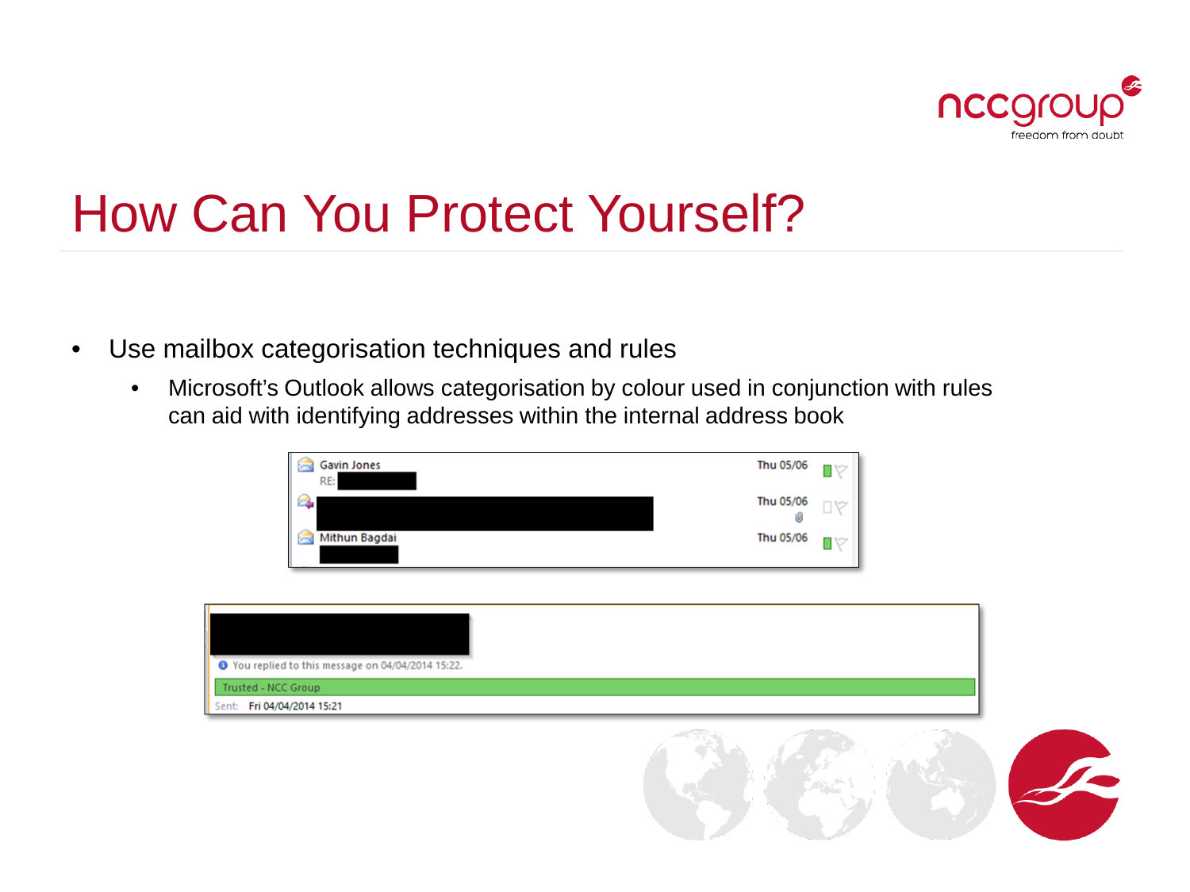# How Can You Protect Yourself?

- Use mailbox categorisation techniques and rules
  - Microsoft's Outlook allows categorisation by colour used in conjunction with rules can aid with identifying addresses within the internal address book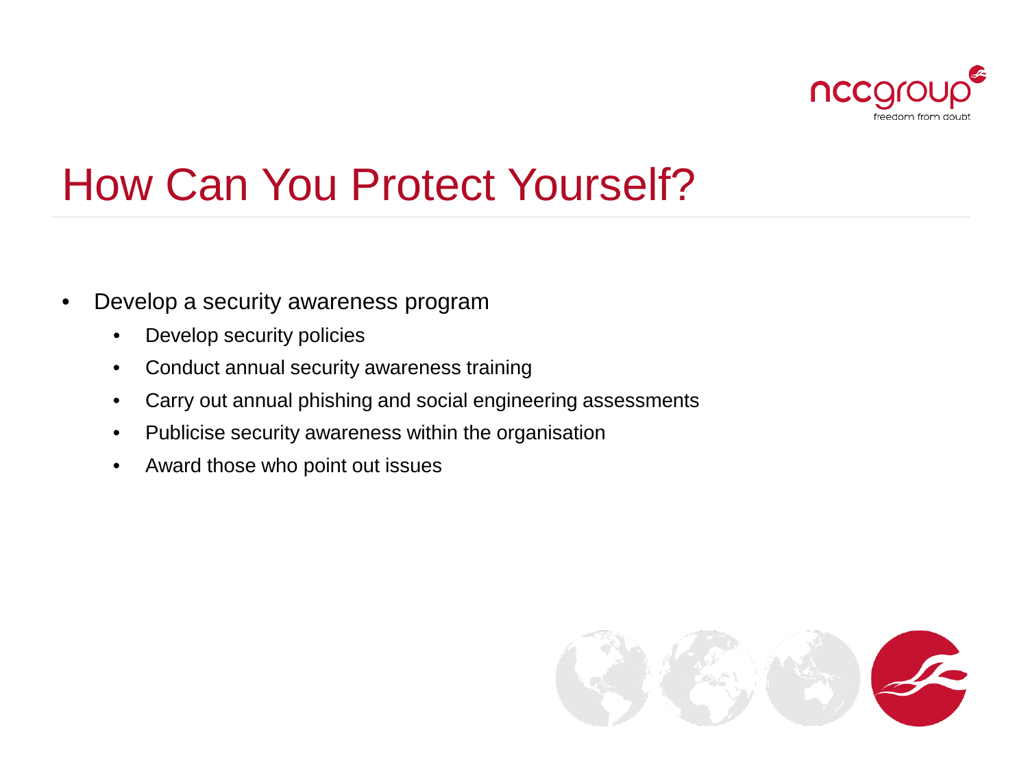# How Can You Protect Yourself?

- Develop a security awareness program
  - Develop security policies
  - Conduct annual security awareness training
  - Carry out annual phishing and social engineering assessments
  - Publicise security awareness within the organisation
  - Award those who point out issues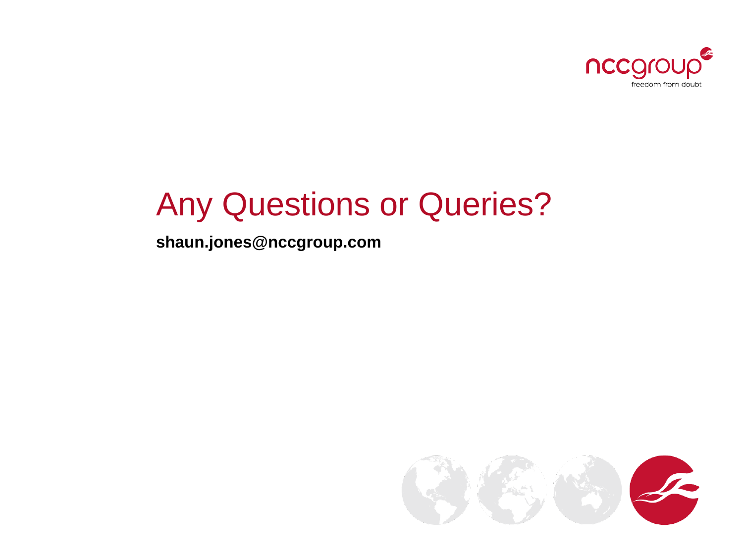# Any Questions or Queries?

**shaun.jones@nccgroup.com**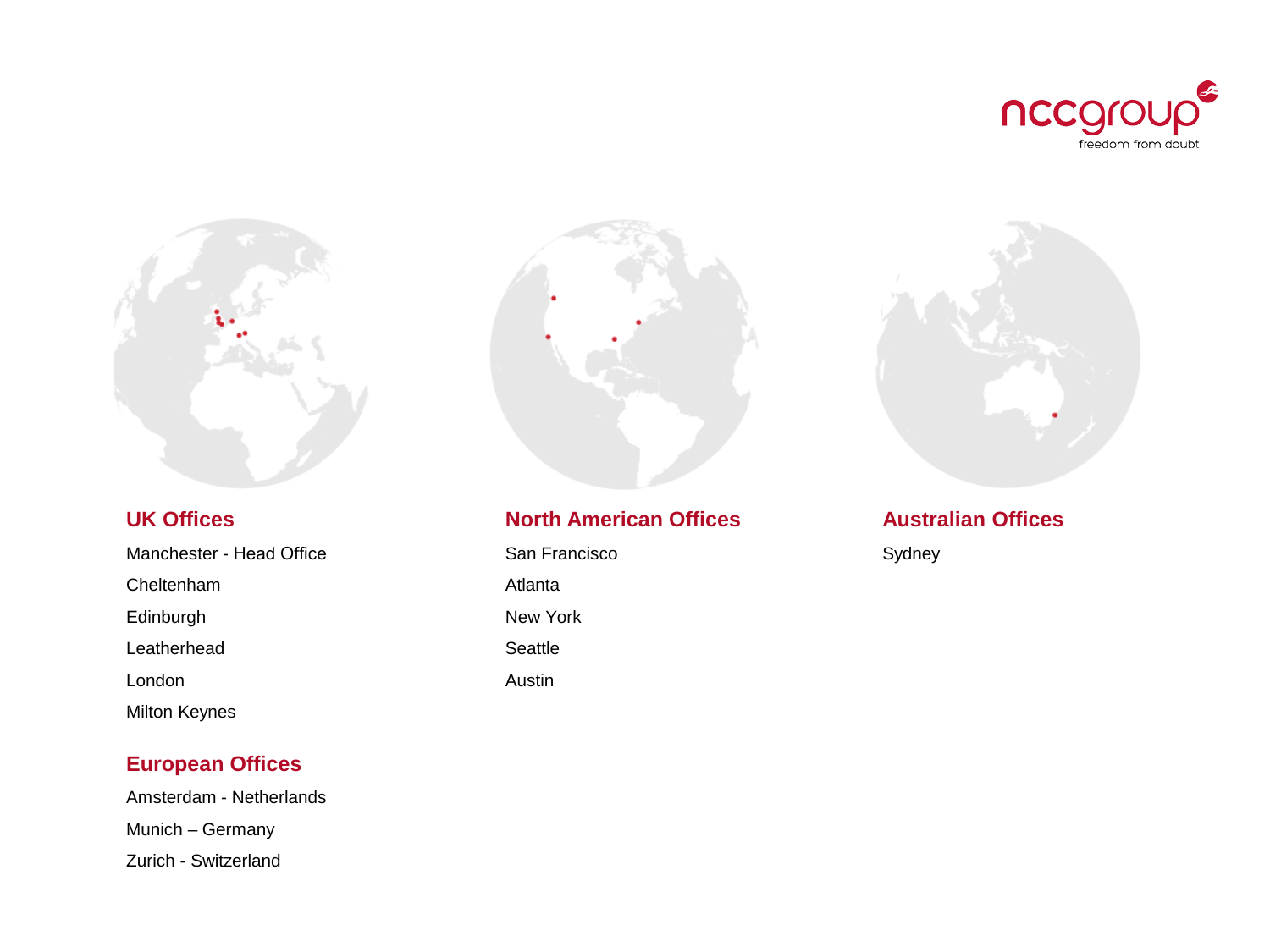nccgroup

freedom from doubt

## UK Offices

Manchester - Head Office

Cheltenham

Edinburgh

Leatherhead

London

Milton Keynes

## European Offices

Amsterdam - Netherlands

Munich – Germany

Zurich - Switzerland

## North American Offices

San Francisco

Atlanta

New York

Seattle

Austin

## Australian Offices

Sydney